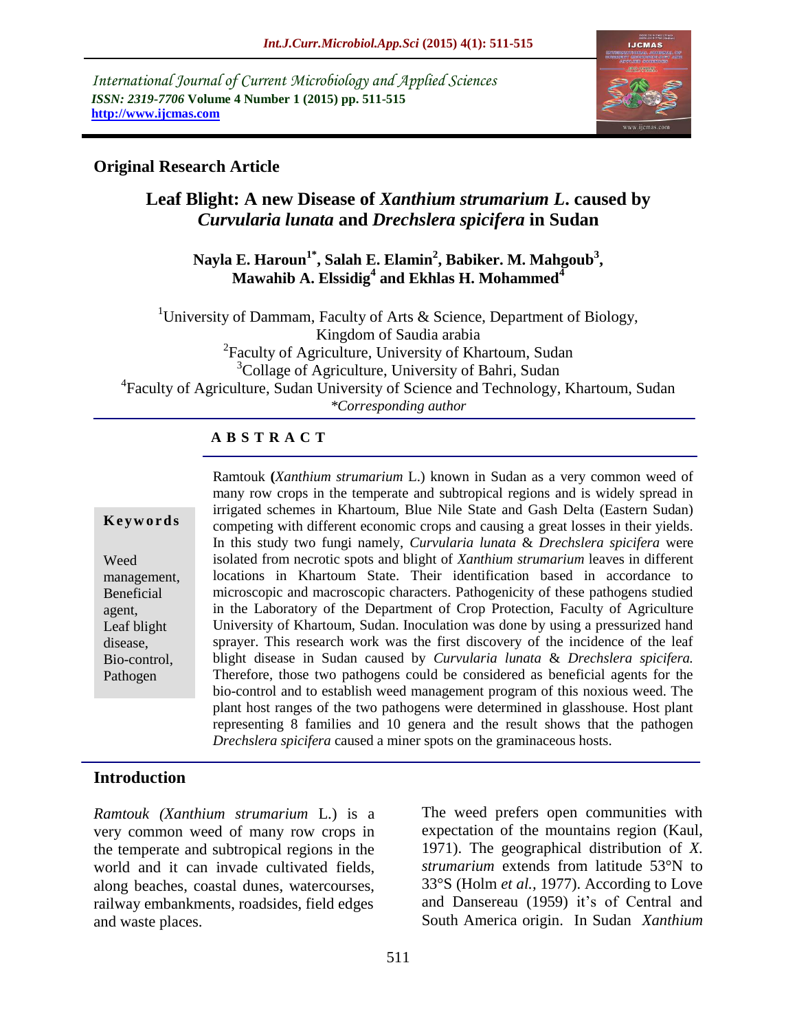International Journal of Current Microbiology and Applied Sciences
*ISSN: 2319-7706* **Volume 4 Number 1 (2015) pp. 511-515**
**http://www.ijcmas.com**

## Original Research Article

# Leaf Blight: A new Disease of *Xanthium strumarium L.* caused by *Curvularia lunata* and *Drechslera spicifera* in Sudan

**Nayla E. Haroun[1*], Salah E. Elamin[2], Babiker. M. Mahgoub[3], Mawahib A. Elssidig[4] and Ekhlas H. Mohammed[4]**

[1]University of Dammam, Faculty of Arts & Science, Department of Biology, Kingdom of Saudia arabia
[2]Faculty of Agriculture, University of Khartoum, Sudan
[3]Collage of Agriculture, University of Bahri, Sudan
[4]Faculty of Agriculture, Sudan University of Science and Technology, Khartoum, Sudan
*\*Corresponding author*

### A B S T R A C T

**Keywords**

Weed management, Beneficial agent, Leaf blight disease, Bio-control, Pathogen

Ramtouk **(***Xanthium strumarium* L.) known in Sudan as a very common weed of many row crops in the temperate and subtropical regions and is widely spread in irrigated schemes in Khartoum, Blue Nile State and Gash Delta (Eastern Sudan) competing with different economic crops and causing a great losses in their yields. In this study two fungi namely, *Curvularia lunata* & *Drechslera spicifera* were isolated from necrotic spots and blight of *Xanthium strumarium* leaves in different locations in Khartoum State. Their identification based in accordance to microscopic and macroscopic characters. Pathogenicity of these pathogens studied in the Laboratory of the Department of Crop Protection, Faculty of Agriculture University of Khartoum, Sudan. Inoculation was done by using a pressurized hand sprayer. This research work was the first discovery of the incidence of the leaf blight disease in Sudan caused by *Curvularia lunata* & *Drechslera spicifera.* Therefore, those two pathogens could be considered as beneficial agents for the bio-control and to establish weed management program of this noxious weed. The plant host ranges of the two pathogens were determined in glasshouse. Host plant representing 8 families and 10 genera and the result shows that the pathogen *Drechslera spicifera* caused a miner spots on the graminaceous hosts.

## Introduction

*Ramtouk (Xanthium strumarium* L.) is a very common weed of many row crops in the temperate and subtropical regions in the world and it can invade cultivated fields, along beaches, coastal dunes, watercourses, railway embankments, roadsides, field edges and waste places.

The weed prefers open communities with expectation of the mountains region (Kaul, 1971). The geographical distribution of *X. strumarium* extends from latitude 53°N to 33°S (Holm *et al.,* 1977). According to Love and Dansereau (1959) it's of Central and South America origin. In Sudan *Xanthium*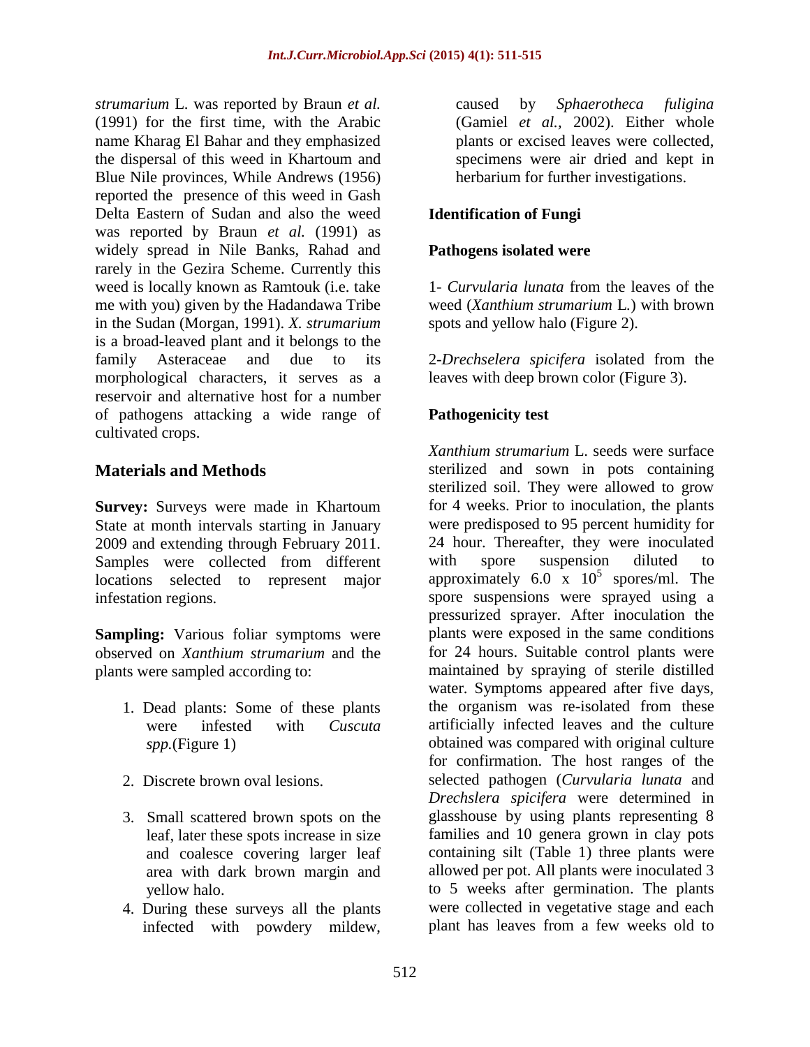*strumarium* L. was reported by Braun *et al.* (1991) for the first time, with the Arabic name Kharag El Bahar and they emphasized the dispersal of this weed in Khartoum and Blue Nile provinces, While Andrews (1956) reported the presence of this weed in Gash Delta Eastern of Sudan and also the weed was reported by Braun *et al.* (1991) as widely spread in Nile Banks, Rahad and rarely in the Gezira Scheme. Currently this weed is locally known as Ramtouk (i.e. take me with you) given by the Hadandawa Tribe in the Sudan (Morgan, 1991). *X. strumarium* is a broad-leaved plant and it belongs to the family Asteraceae and due to its morphological characters, it serves as a reservoir and alternative host for a number of pathogens attacking a wide range of cultivated crops.

## Materials and Methods

**Survey:** Surveys were made in Khartoum State at month intervals starting in January 2009 and extending through February 2011. Samples were collected from different locations selected to represent major infestation regions.

**Sampling:** Various foliar symptoms were observed on *Xanthium strumarium* and the plants were sampled according to:

1. Dead plants: Some of these plants were infested with *Cuscuta spp.*(Figure 1)
2. Discrete brown oval lesions.
3. Small scattered brown spots on the leaf, later these spots increase in size and coalesce covering larger leaf area with dark brown margin and yellow halo.
4. During these surveys all the plants infected with powdery mildew, caused by *Sphaerotheca fuligina* (Gamiel *et al.*, 2002). Either whole plants or excised leaves were collected, specimens were air dried and kept in herbarium for further investigations.

### Identification of Fungi

### Pathogens isolated were

1- *Curvularia lunata* from the leaves of the weed (*Xanthium strumarium* L.) with brown spots and yellow halo (Figure 2).

2-*Drechselera spicifera* isolated from the leaves with deep brown color (Figure 3).

### Pathogenicity test

*Xanthium strumarium* L. seeds were surface sterilized and sown in pots containing sterilized soil. They were allowed to grow for 4 weeks. Prior to inoculation, the plants were predisposed to 95 percent humidity for 24 hour. Thereafter, they were inoculated with spore suspension diluted to approximately $6.0 \times 10^5$ spores/ml. The spore suspensions were sprayed using a pressurized sprayer. After inoculation the plants were exposed in the same conditions for 24 hours. Suitable control plants were maintained by spraying of sterile distilled water. Symptoms appeared after five days, the organism was re-isolated from these artificially infected leaves and the culture obtained was compared with original culture for confirmation. The host ranges of the selected pathogen (*Curvularia lunata* and *Drechslera spicifera* were determined in glasshouse by using plants representing 8 families and 10 genera grown in clay pots containing silt (Table 1) three plants were allowed per pot. All plants were inoculated 3 to 5 weeks after germination. The plants were collected in vegetative stage and each plant has leaves from a few weeks old to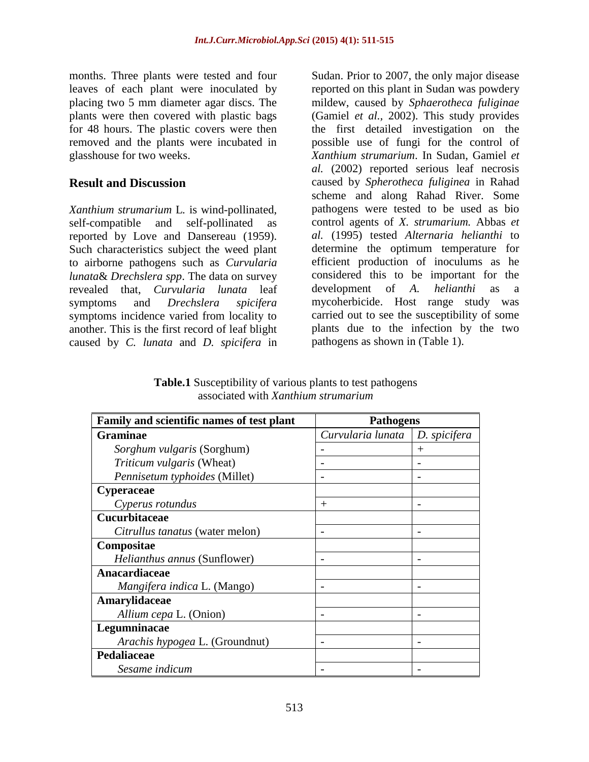months. Three plants were tested and four leaves of each plant were inoculated by placing two 5 mm diameter agar discs. The plants were then covered with plastic bags for 48 hours. The plastic covers were then removed and the plants were incubated in glasshouse for two weeks.

## Result and Discussion

*Xanthium strumarium* L. is wind-pollinated, self-compatible and self-pollinated as reported by Love and Dansereau (1959). Such characteristics subject the weed plant to airborne pathogens such as *Curvularia lunata*& *Drechslera spp*. The data on survey revealed that, *Curvularia lunata* leaf symptoms and *Drechslera spicifera* symptoms incidence varied from locality to another. This is the first record of leaf blight caused by *C. lunata* and *D. spicifera* in Sudan. Prior to 2007, the only major disease reported on this plant in Sudan was powdery mildew, caused by *Sphaerotheca fuliginae* (Gamiel *et al.*, 2002). This study provides the first detailed investigation on the possible use of fungi for the control of *Xanthium strumarium*. In Sudan, Gamiel *et al.* (2002) reported serious leaf necrosis caused by *Spherotheca fuliginea* in Rahad scheme and along Rahad River. Some pathogens were tested to be used as bio control agents of *X. strumarium.* Abbas *et al.* (1995) tested *Alternaria helianthi* to determine the optimum temperature for efficient production of inoculums as he considered this to be important for the development of *A. helianthi* as a mycoherbicide. Host range study was carried out to see the susceptibility of some plants due to the infection by the two pathogens as shown in (Table 1).

**Table.1** Susceptibility of various plants to test pathogens associated with *Xanthium strumarium*

| Family and scientific names of test plant | Pathogens | |
|---|---|---|
| **Graminae** | *Curvularia lunata* | *D. spicifera* |
| *Sorghum vulgaris* (Sorghum) | - | + |
| *Triticum vulgaris* (Wheat) | - | - |
| *Pennisetum typhoides* (Millet) | - | - |
| **Cyperaceae** | | |
| *Cyperus rotundus* | + | - |
| **Cucurbitaceae** | | |
| *Citrullus tanatus* (water melon) | - | - |
| **Compositae** | | |
| *Helianthus annus* (Sunflower) | - | - |
| **Anacardiaceae** | | |
| *Mangifera indica* L. (Mango) | - | - |
| **Amarylidaceae** | | |
| *Allium cepa* L. (Onion) | - | - |
| **Legumninacae** | | |
| *Arachis hypogea* L. (Groundnut) | - | - |
| **Pedaliaceae** | | |
| *Sesame indicum* | - | - |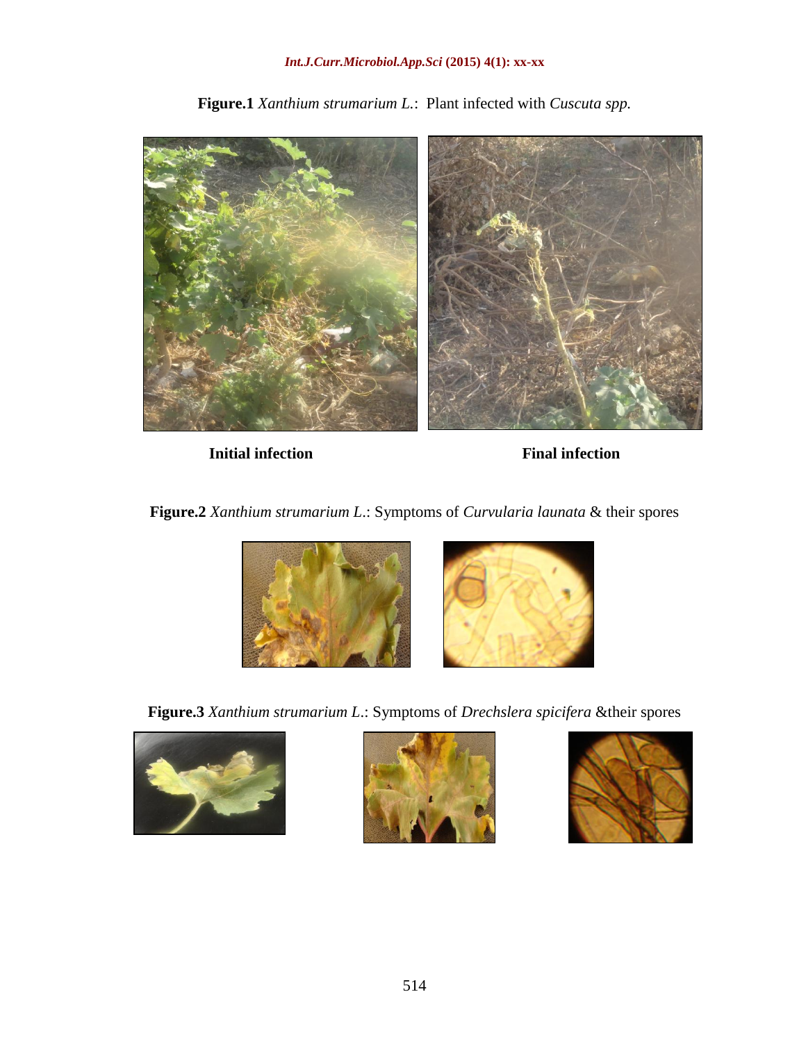**Figure.1** *Xanthium strumarium L.*: Plant infected with *Cuscuta spp.*

**Initial infection** **Final infection**

**Figure.2** *Xanthium strumarium L.*: Symptoms of *Curvularia launata* & their spores

**Figure.3** *Xanthium strumarium L.*: Symptoms of *Drechslera spicifera* &their spores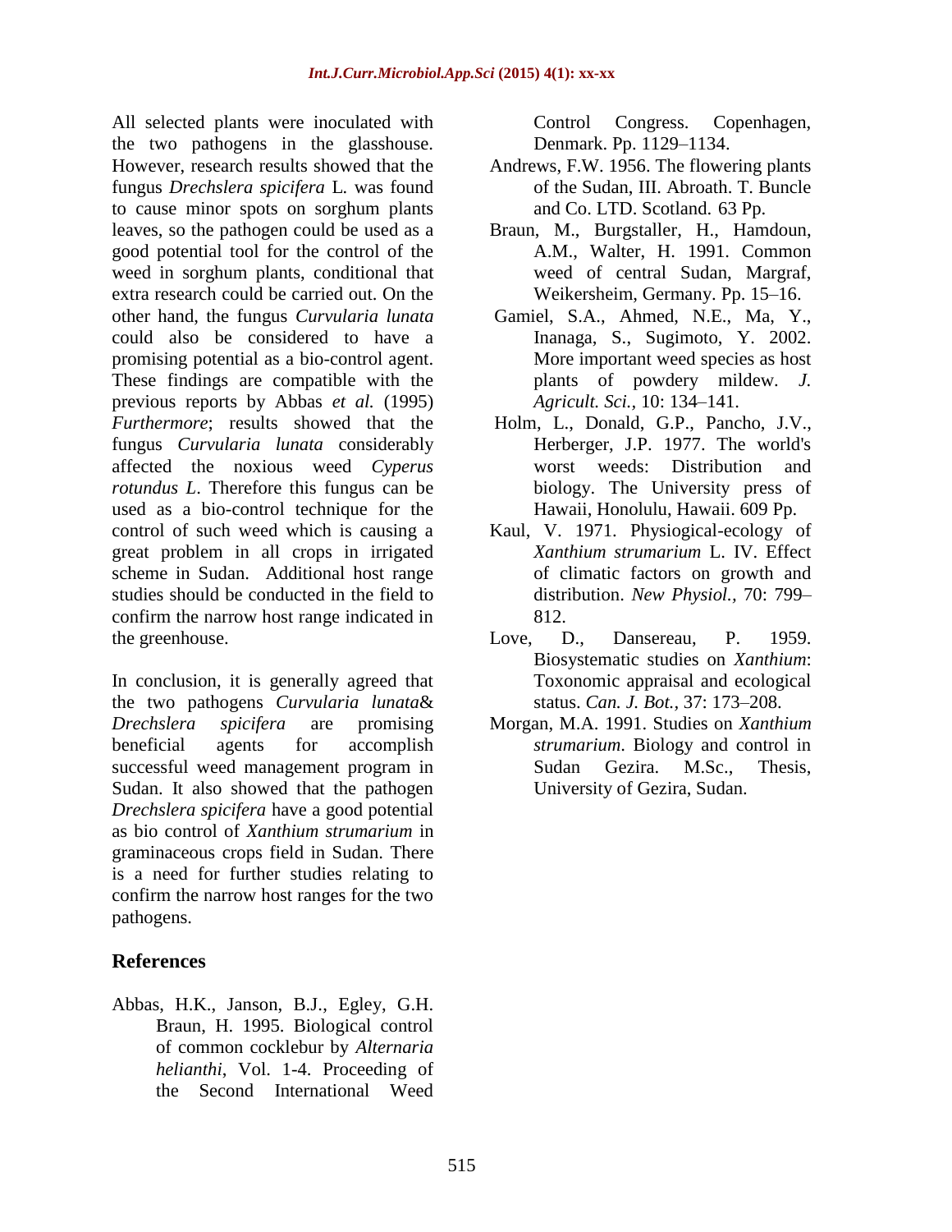All selected plants were inoculated with the two pathogens in the glasshouse. However, research results showed that the fungus *Drechslera spicifera* L. was found to cause minor spots on sorghum plants leaves, so the pathogen could be used as a good potential tool for the control of the weed in sorghum plants, conditional that extra research could be carried out. On the other hand, the fungus *Curvularia lunata* could also be considered to have a promising potential as a bio-control agent. These findings are compatible with the previous reports by Abbas *et al.* (1995) *Furthermore*; results showed that the fungus *Curvularia lunata* considerably affected the noxious weed *Cyperus rotundus L*. Therefore this fungus can be used as a bio-control technique for the control of such weed which is causing a great problem in all crops in irrigated scheme in Sudan. Additional host range studies should be conducted in the field to confirm the narrow host range indicated in the greenhouse.

In conclusion, it is generally agreed that the two pathogens *Curvularia lunata*& *Drechslera spicifera* are promising beneficial agents for accomplish successful weed management program in Sudan. It also showed that the pathogen *Drechslera spicifera* have a good potential as bio control of *Xanthium strumarium* in graminaceous crops field in Sudan. There is a need for further studies relating to confirm the narrow host ranges for the two pathogens.

## References

Abbas, H.K., Janson, B.J., Egley, G.H. Braun, H. 1995. Biological control of common cocklebur by *Alternaria helianthi*, Vol. 1-4. Proceeding of the Second International Weed Control Congress. Copenhagen, Denmark. Pp. 1129–1134.

Andrews, F.W. 1956. The flowering plants of the Sudan, III. Abroath. T. Buncle and Co. LTD. Scotland. 63 Pp.

Braun, M., Burgstaller, H., Hamdoun, A.M., Walter, H. 1991. Common weed of central Sudan, Margraf, Weikersheim, Germany. Pp. 15–16.

Gamiel, S.A., Ahmed, N.E., Ma, Y., Inanaga, S., Sugimoto, Y. 2002. More important weed species as host plants of powdery mildew. *J. Agricult. Sci.*, 10: 134–141.

Holm, L., Donald, G.P., Pancho, J.V., Herberger, J.P. 1977. The world's worst weeds: Distribution and biology. The University press of Hawaii, Honolulu, Hawaii. 609 Pp.

Kaul, V. 1971. Physiogical-ecology of *Xanthium strumarium* L. IV. Effect of climatic factors on growth and distribution. *New Physiol.*, 70: 799–812.

Love, D., Dansereau, P. 1959. Biosystematic studies on *Xanthium*: Toxonomic appraisal and ecological status. *Can. J. Bot.*, 37: 173–208.

Morgan, M.A. 1991. Studies on *Xanthium strumarium*. Biology and control in Sudan Gezira. M.Sc., Thesis, University of Gezira, Sudan.